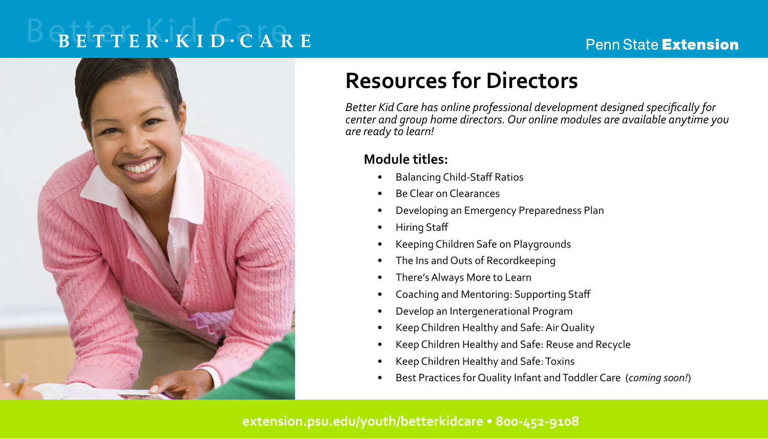BETTER·KID·CARE

Penn State **Extension**

# Resources for Directors

*Better Kid Care has online professional development designed specifically for center and group home directors. Our online modules are available anytime you are ready to learn!*

### Module titles:

- Balancing Child-Staff Ratios
- Be Clear on Clearances
- Developing an Emergency Preparedness Plan
- Hiring Staff
- Keeping Children Safe on Playgrounds
- The Ins and Outs of Recordkeeping
- There's Always More to Learn
- Coaching and Mentoring: Supporting Staff
- Develop an Intergenerational Program
- Keep Children Healthy and Safe: Air Quality
- Keep Children Healthy and Safe: Reuse and Recycle
- Keep Children Healthy and Safe: Toxins
- Best Practices for Quality Infant and Toddler Care (*coming soon!*)

**extension.psu.edu/youth/betterkidcare • 800-452-9108**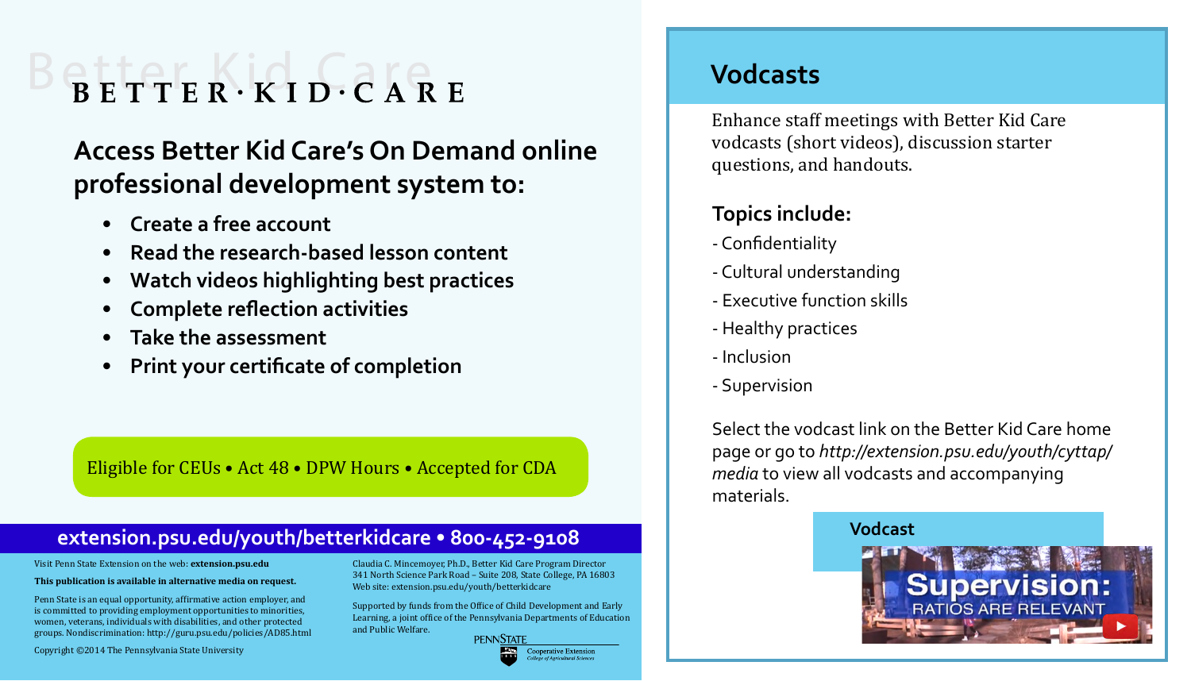# BETTER·KID·CARE

## Access Better Kid Care's On Demand online professional development system to:

- Create a free account
- Read the research-based lesson content
- Watch videos highlighting best practices
- Complete reflection activities
- Take the assessment
- Print your certificate of completion

Eligible for CEUs • Act 48 • DPW Hours • Accepted for CDA

**extension.psu.edu/youth/betterkidcare • 800-452-9108**

Visit Penn State Extension on the web: **extension.psu.edu**

**This publication is available in alternative media on request.**

Penn State is an equal opportunity, affirmative action employer, and is committed to providing employment opportunities to minorities, women, veterans, individuals with disabilities, and other protected groups. Nondiscrimination: http://guru.psu.edu/policies/AD85.html

Copyright ©2014 The Pennsylvania State University

Claudia C. Mincemoyer, Ph.D., Better Kid Care Program Director
341 North Science Park Road – Suite 208, State College, PA 16803
Web site: extension.psu.edu/youth/betterkidcare

Supported by funds from the Office of Child Development and Early Learning, a joint office of the Pennsylvania Departments of Education and Public Welfare.

PENNSTATE
Cooperative Extension
College of Agricultural Sciences

## Vodcasts

Enhance staff meetings with Better Kid Care vodcasts (short videos), discussion starter questions, and handouts.

### Topics include:

- Confidentiality
- Cultural understanding
- Executive function skills
- Healthy practices
- Inclusion
- Supervision

Select the vodcast link on the Better Kid Care home page or go to *http://extension.psu.edu/youth/cyttap/media* to view all vodcasts and accompanying materials.

**Vodcast**

Supervision: RATIOS ARE RELEVANT